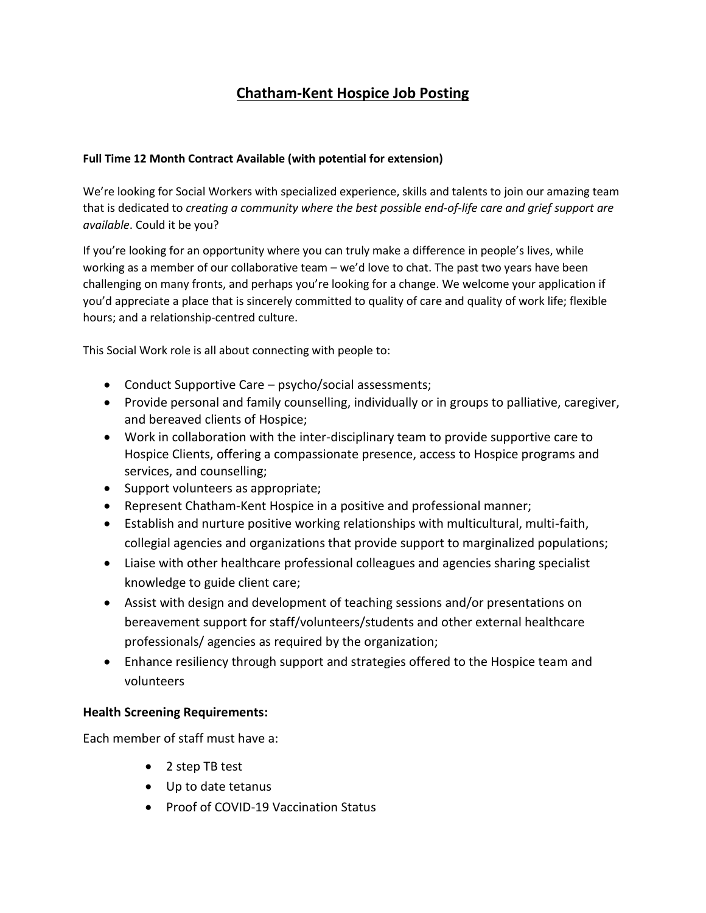# Chatham-Kent Hospice Job Posting

**Full Time 12 Month Contract Available (with potential for extension)**

We're looking for Social Workers with specialized experience, skills and talents to join our amazing team that is dedicated to *creating a community where the best possible end-of-life care and grief support are available*. Could it be you?

If you're looking for an opportunity where you can truly make a difference in people's lives, while working as a member of our collaborative team – we'd love to chat. The past two years have been challenging on many fronts, and perhaps you're looking for a change. We welcome your application if you'd appreciate a place that is sincerely committed to quality of care and quality of work life; flexible hours; and a relationship-centred culture.

This Social Work role is all about connecting with people to:

- Conduct Supportive Care – psycho/social assessments;
- Provide personal and family counselling, individually or in groups to palliative, caregiver, and bereaved clients of Hospice;
- Work in collaboration with the inter-disciplinary team to provide supportive care to Hospice Clients, offering a compassionate presence, access to Hospice programs and services, and counselling;
- Support volunteers as appropriate;
- Represent Chatham-Kent Hospice in a positive and professional manner;
- Establish and nurture positive working relationships with multicultural, multi-faith, collegial agencies and organizations that provide support to marginalized populations;
- Liaise with other healthcare professional colleagues and agencies sharing specialist knowledge to guide client care;
- Assist with design and development of teaching sessions and/or presentations on bereavement support for staff/volunteers/students and other external healthcare professionals/ agencies as required by the organization;
- Enhance resiliency through support and strategies offered to the Hospice team and volunteers

**Health Screening Requirements:**

Each member of staff must have a:

- 2 step TB test
- Up to date tetanus
- Proof of COVID-19 Vaccination Status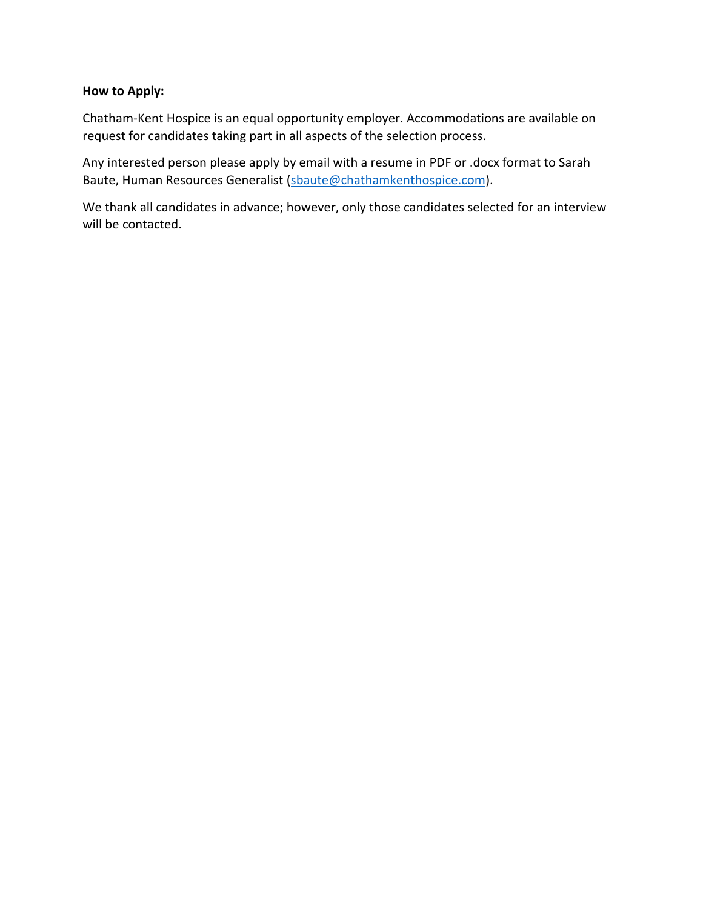**How to Apply:**

Chatham-Kent Hospice is an equal opportunity employer. Accommodations are available on request for candidates taking part in all aspects of the selection process.

Any interested person please apply by email with a resume in PDF or .docx format to Sarah Baute, Human Resources Generalist (sbaute@chathamkenthospice.com).

We thank all candidates in advance; however, only those candidates selected for an interview will be contacted.